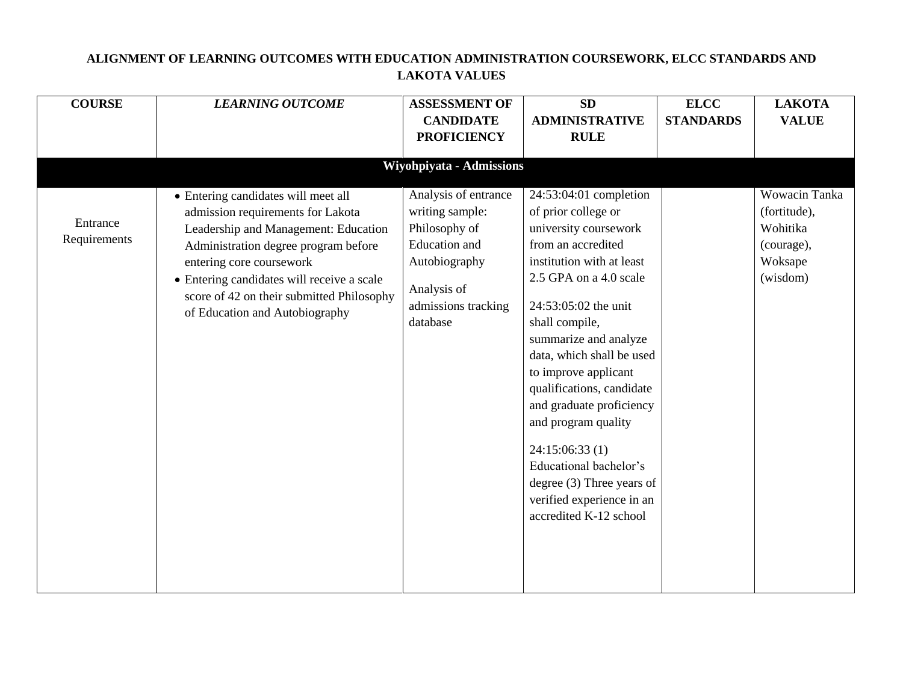# ALIGNMENT OF LEARNING OUTCOMES WITH EDUCATION ADMINISTRATION COURSEWORK, ELCC STANDARDS AND LAKOTA VALUES

| COURSE | *LEARNING OUTCOME* | ASSESSMENT OF CANDIDATE PROFICIENCY | SD ADMINISTRATIVE RULE | ELCC STANDARDS | LAKOTA VALUE |
|---|---|---|---|---|---|
| **Wiyohpiyata - Admissions** | | | | | |
| Entrance Requirements | • Entering candidates will meet all admission requirements for Lakota Leadership and Management: Education Administration degree program before entering core coursework<br>• Entering candidates will receive a scale score of 42 on their submitted Philosophy of Education and Autobiography | Analysis of entrance writing sample: Philosophy of Education and Autobiography<br><br>Analysis of admissions tracking database | 24:53:04:01 completion of prior college or university coursework from an accredited institution with at least 2.5 GPA on a 4.0 scale<br><br>24:53:05:02 the unit shall compile, summarize and analyze data, which shall be used to improve applicant qualifications, candidate and graduate proficiency and program quality<br><br>24:15:06:33 (1) Educational bachelor's degree (3) Three years of verified experience in an accredited K-12 school | | Wowacin Tanka (fortitude), Wohitika (courage), Woksape (wisdom) |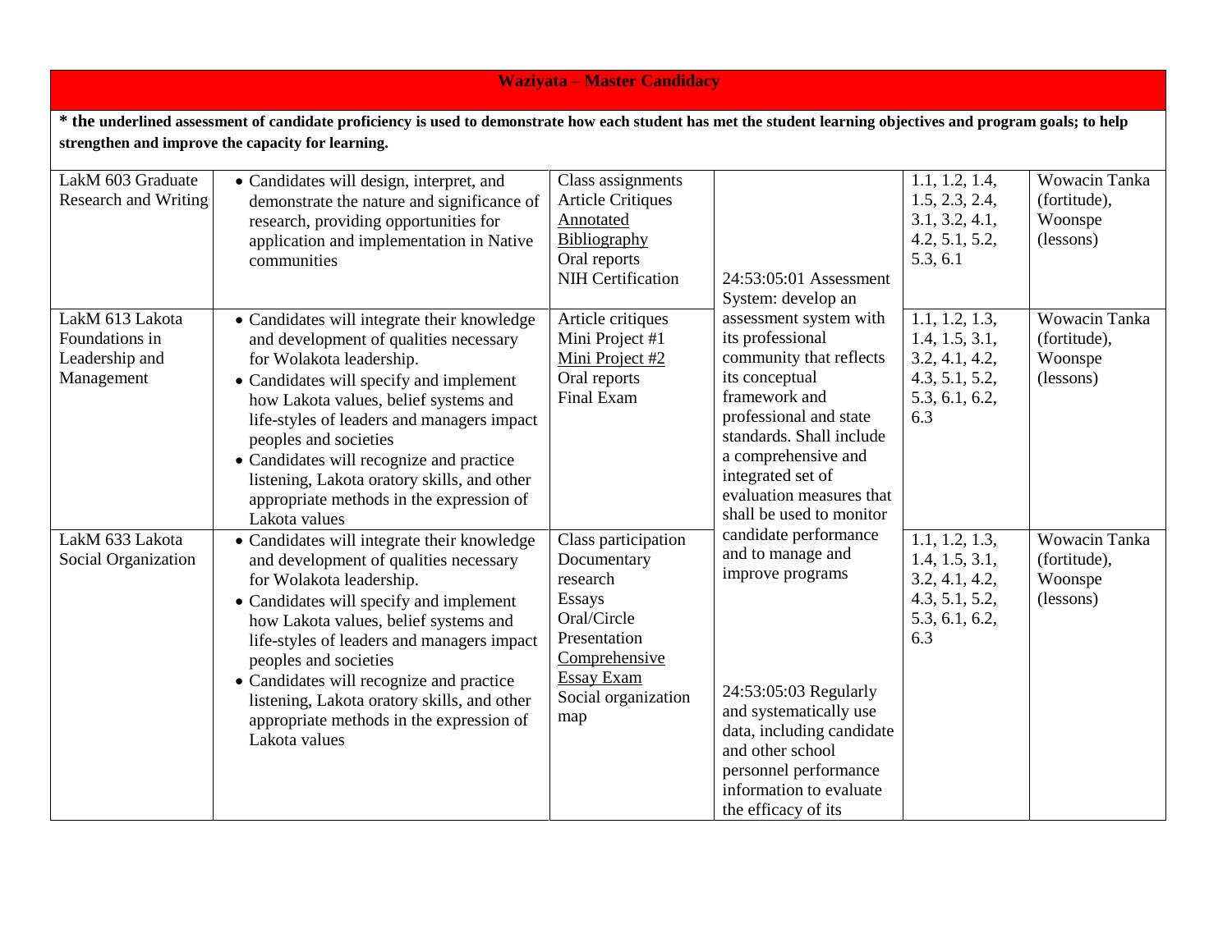**Waziyata – Master Candidacy**

**\* the underlined assessment of candidate proficiency is used to demonstrate how each student has met the student learning objectives and program goals; to help strengthen and improve the capacity for learning.**

| | | | | | |
|---|---|---|---|---|---|
| LakM 603 Graduate Research and Writing | • Candidates will design, interpret, and demonstrate the nature and significance of research, providing opportunities for application and implementation in Native communities | Class assignments<br>Article Critiques<br><u>Annotated Bibliography</u><br>Oral reports<br>NIH Certification | 24:53:05:01 Assessment System: develop an assessment system with its professional community that reflects its conceptual framework and professional and state standards. Shall include a comprehensive and integrated set of evaluation measures that shall be used to monitor candidate performance and to manage and improve programs | 1.1, 1.2, 1.4, 1.5, 2.3, 2.4, 3.1, 3.2, 4.1, 4.2, 5.1, 5.2, 5.3, 6.1 | Wowacin Tanka (fortitude), Woonspe (lessons) |
| LakM 613 Lakota Foundations in Leadership and Management | • Candidates will integrate their knowledge and development of qualities necessary for Wolakota leadership.<br>• Candidates will specify and implement how Lakota values, belief systems and life-styles of leaders and managers impact peoples and societies<br>• Candidates will recognize and practice listening, Lakota oratory skills, and other appropriate methods in the expression of Lakota values | Article critiques<br>Mini Project #1<br><u>Mini Project #2</u><br>Oral reports<br>Final Exam | | 1.1, 1.2, 1.3, 1.4, 1.5, 3.1, 3.2, 4.1, 4.2, 4.3, 5.1, 5.2, 5.3, 6.1, 6.2, 6.3 | Wowacin Tanka (fortitude), Woonspe (lessons) |
| LakM 633 Lakota Social Organization | • Candidates will integrate their knowledge and development of qualities necessary for Wolakota leadership.<br>• Candidates will specify and implement how Lakota values, belief systems and life-styles of leaders and managers impact peoples and societies<br>• Candidates will recognize and practice listening, Lakota oratory skills, and other appropriate methods in the expression of Lakota values | Class participation<br>Documentary research<br>Essays<br>Oral/Circle Presentation<br><u>Comprehensive Essay Exam</u><br>Social organization map | 24:53:05:03 Regularly and systematically use data, including candidate and other school personnel performance information to evaluate the efficacy of its | 1.1, 1.2, 1.3, 1.4, 1.5, 3.1, 3.2, 4.1, 4.2, 4.3, 5.1, 5.2, 5.3, 6.1, 6.2, 6.3 | Wowacin Tanka (fortitude), Woonspe (lessons) |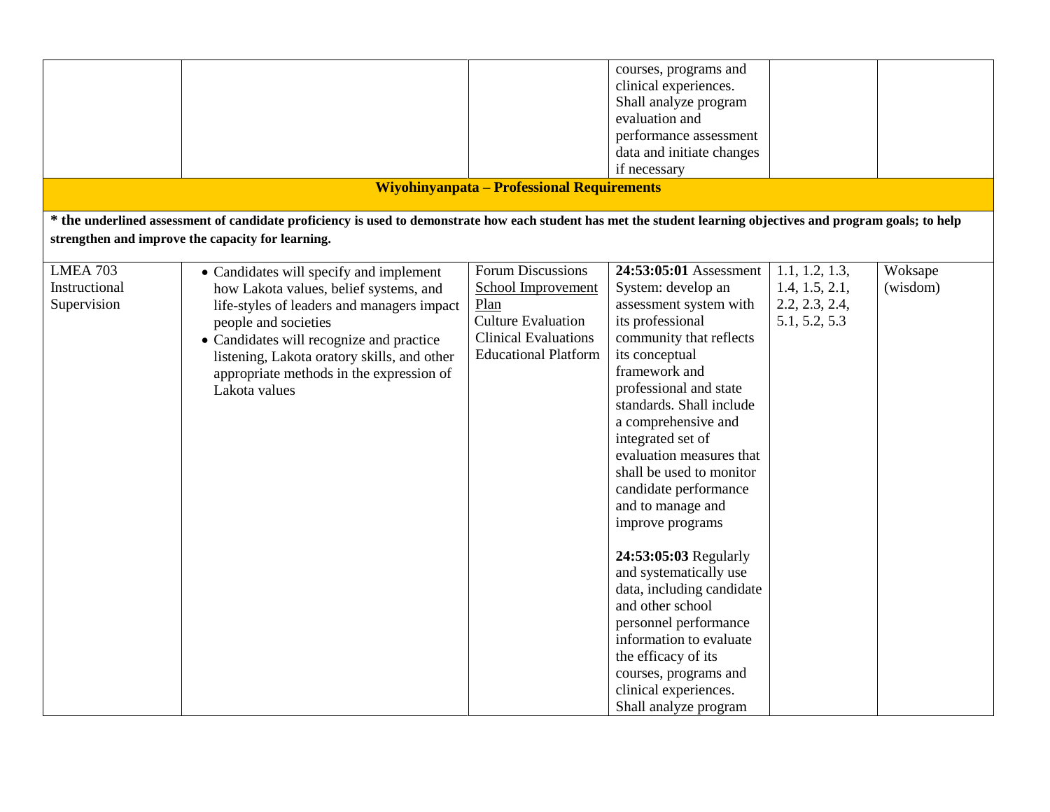| | | | | | |
|---|---|---|---|---|---|
| | | | courses, programs and clinical experiences. Shall analyze program evaluation and performance assessment data and initiate changes if necessary | | |
| **Wiyohinyanpata – Professional Requirements** | | | | | |
| **&#42; the underlined assessment of candidate proficiency is used to demonstrate how each student has met the student learning objectives and program goals; to help strengthen and improve the capacity for learning.** | | | | | |
| LMEA 703 Instructional Supervision | • Candidates will specify and implement how Lakota values, belief systems, and life-styles of leaders and managers impact people and societies<br>• Candidates will recognize and practice listening, Lakota oratory skills, and other appropriate methods in the expression of Lakota values | Forum Discussions<br><u>School Improvement Plan</u><br>Culture Evaluation<br>Clinical Evaluations<br>Educational Platform | **24:53:05:01** Assessment System: develop an assessment system with its professional community that reflects its conceptual framework and professional and state standards. Shall include a comprehensive and integrated set of evaluation measures that shall be used to monitor candidate performance and to manage and improve programs<br><br>**24:53:05:03** Regularly and systematically use data, including candidate and other school personnel performance information to evaluate the efficacy of its courses, programs and clinical experiences. Shall analyze program | 1.1, 1.2, 1.3, 1.4, 1.5, 2.1, 2.2, 2.3, 2.4, 5.1, 5.2, 5.3 | Woksape (wisdom) |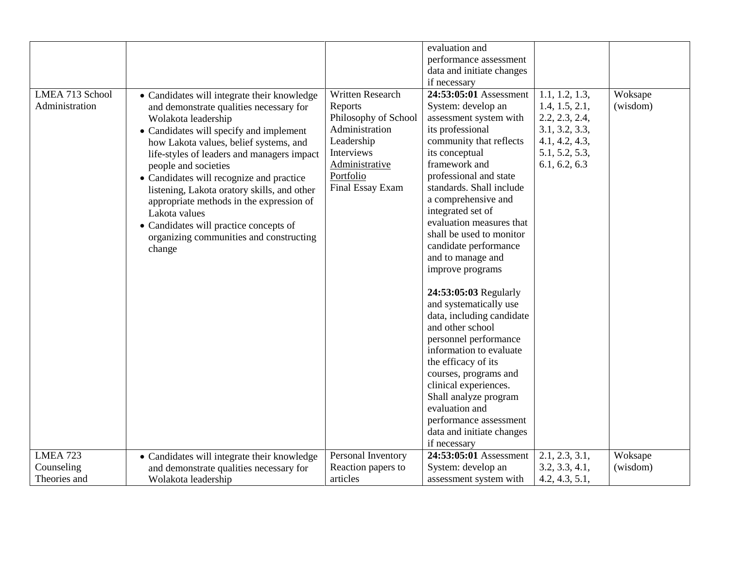| | | | | | |
|---|---|---|---|---|---|
| | | | evaluation and performance assessment data and initiate changes if necessary | | |
| LMEA 713 School Administration | • Candidates will integrate their knowledge and demonstrate qualities necessary for Wolakota leadership<br>• Candidates will specify and implement how Lakota values, belief systems, and life-styles of leaders and managers impact people and societies<br>• Candidates will recognize and practice listening, Lakota oratory skills, and other appropriate methods in the expression of Lakota values<br>• Candidates will practice concepts of organizing communities and constructing change | Written Research Reports<br>Philosophy of School Administration<br>Leadership Interviews<br>Administrative Portfolio<br>Final Essay Exam | **24:53:05:01** Assessment System: develop an assessment system with its professional community that reflects its conceptual framework and professional and state standards. Shall include a comprehensive and integrated set of evaluation measures that shall be used to monitor candidate performance and to manage and improve programs<br><br>**24:53:05:03** Regularly and systematically use data, including candidate and other school personnel performance information to evaluate the efficacy of its courses, programs and clinical experiences. Shall analyze program evaluation and performance assessment data and initiate changes if necessary | 1.1, 1.2, 1.3, 1.4, 1.5, 2.1, 2.2, 2.3, 2.4, 3.1, 3.2, 3.3, 4.1, 4.2, 4.3, 5.1, 5.2, 5.3, 6.1, 6.2, 6.3 | Woksape (wisdom) |
| LMEA 723 Counseling Theories and | • Candidates will integrate their knowledge and demonstrate qualities necessary for Wolakota leadership | Personal Inventory<br>Reaction papers to articles | **24:53:05:01** Assessment System: develop an assessment system with | 2.1, 2.3, 3.1, 3.2, 3.3, 4.1, 4.2, 4.3, 5.1, | Woksape (wisdom) |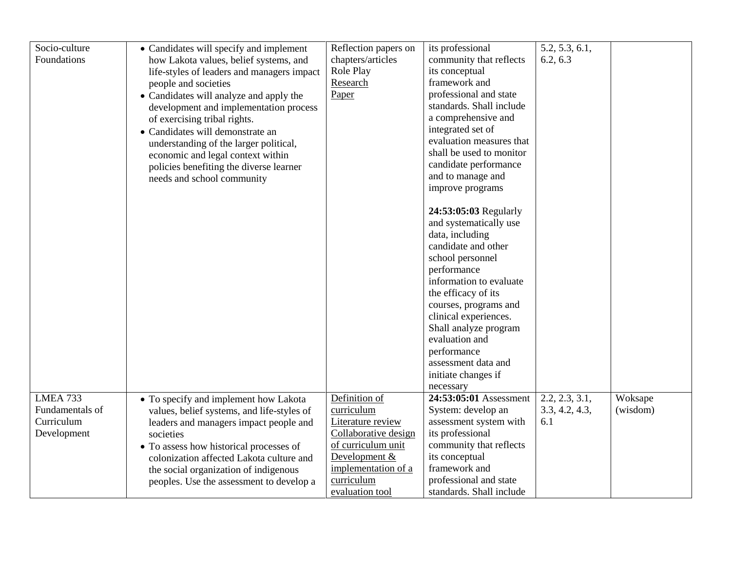| | | | | | |
|---|---|---|---|---|---|
| Socio-culture Foundations | • Candidates will specify and implement how Lakota values, belief systems, and life-styles of leaders and managers impact people and societies<br>• Candidates will analyze and apply the development and implementation process of exercising tribal rights.<br>• Candidates will demonstrate an understanding of the larger political, economic and legal context within policies benefiting the diverse learner needs and school community | Reflection papers on chapters/articles<br>Role Play<br>Research Paper | its professional community that reflects its conceptual framework and professional and state standards. Shall include a comprehensive and integrated set of evaluation measures that shall be used to monitor candidate performance and to manage and improve programs<br><br>**24:53:05:03** Regularly and systematically use data, including candidate and other school personnel performance information to evaluate the efficacy of its courses, programs and clinical experiences. Shall analyze program evaluation and performance assessment data and initiate changes if necessary | 5.2, 5.3, 6.1, 6.2, 6.3 | |
| LMEA 733 Fundamentals of Curriculum Development | • To specify and implement how Lakota values, belief systems, and life-styles of leaders and managers impact people and societies<br>• To assess how historical processes of colonization affected Lakota culture and the social organization of indigenous peoples. Use the assessment to develop a | Definition of curriculum<br>Literature review<br>Collaborative design of curriculum unit<br>Development & implementation of a curriculum evaluation tool | **24:53:05:01** Assessment System: develop an assessment system with its professional community that reflects its conceptual framework and professional and state standards. Shall include | 2.2, 2.3, 3.1, 3.3, 4.2, 4.3, 6.1 | Woksape (wisdom) |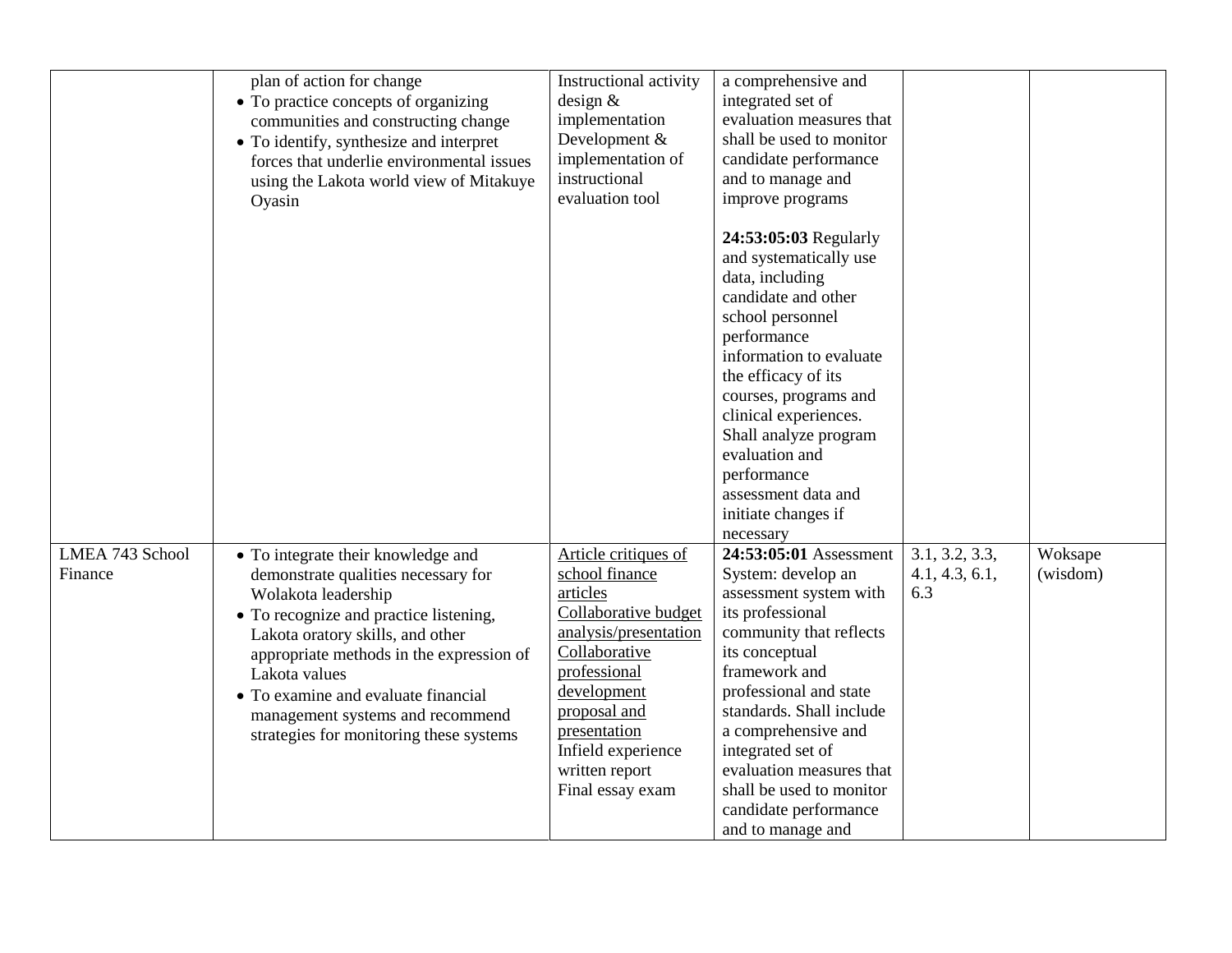| | | | | | |
|---|---|---|---|---|---|
| | plan of action for change<br>• To practice concepts of organizing communities and constructing change<br>• To identify, synthesize and interpret forces that underlie environmental issues using the Lakota world view of Mitakuye Oyasin | Instructional activity design & implementation<br>Development & implementation of instructional evaluation tool | a comprehensive and integrated set of evaluation measures that shall be used to monitor candidate performance and to manage and improve programs<br><br>**24:53:05:03** Regularly and systematically use data, including candidate and other school personnel performance information to evaluate the efficacy of its courses, programs and clinical experiences. Shall analyze program evaluation and performance assessment data and initiate changes if necessary | | |
| LMEA 743 School Finance | • To integrate their knowledge and demonstrate qualities necessary for Wolakota leadership<br>• To recognize and practice listening, Lakota oratory skills, and other appropriate methods in the expression of Lakota values<br>• To examine and evaluate financial management systems and recommend strategies for monitoring these systems | Article critiques of school finance articles<br>Collaborative budget analysis/presentation<br>Collaborative professional development proposal and presentation<br>Infield experience written report<br>Final essay exam | **24:53:05:01** Assessment System: develop an assessment system with its professional community that reflects its conceptual framework and professional and state standards. Shall include a comprehensive and integrated set of evaluation measures that shall be used to monitor candidate performance and to manage and | 3.1, 3.2, 3.3, 4.1, 4.3, 6.1, 6.3 | Woksape (wisdom) |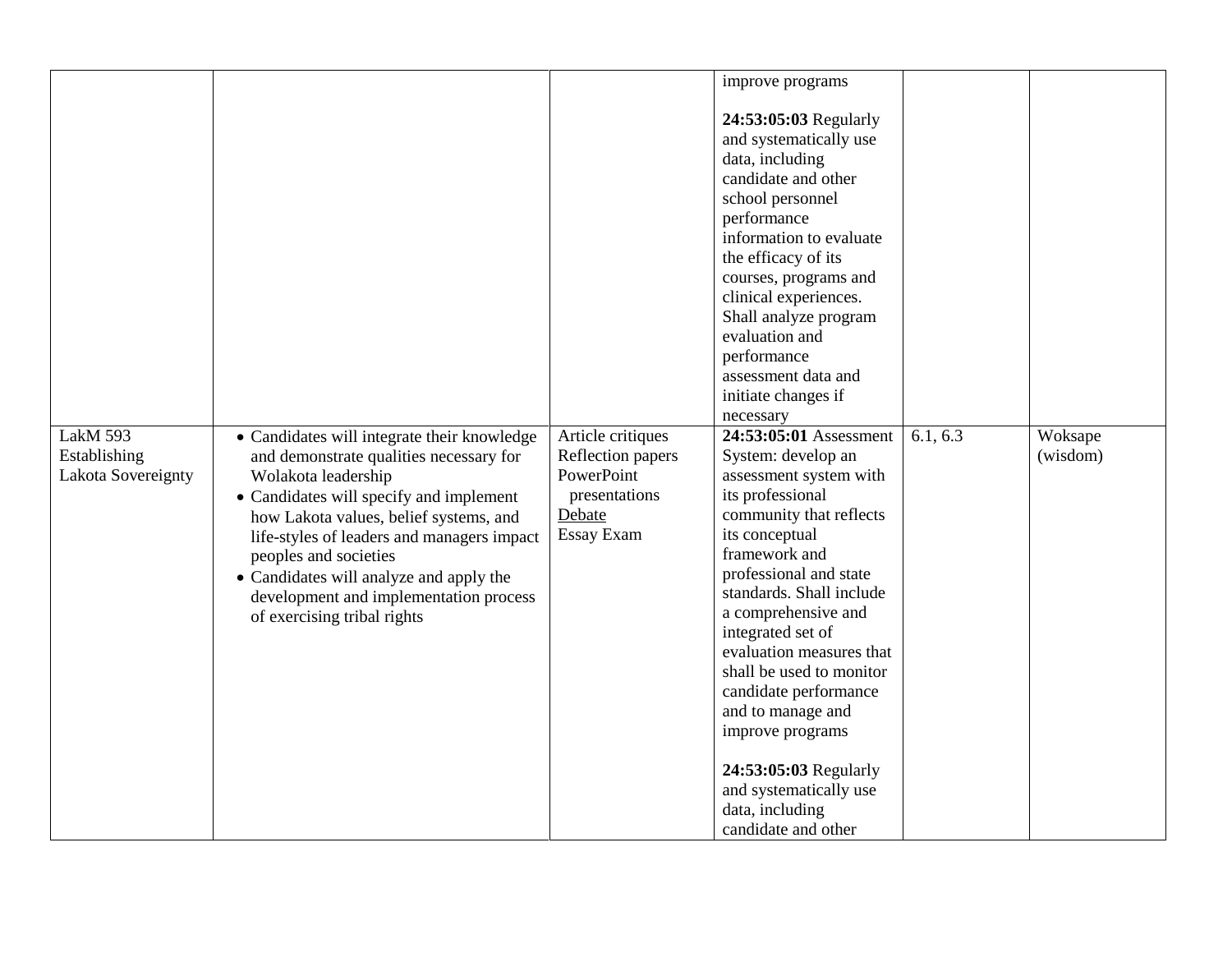| | | | | | |
|---|---|---|---|---|---|
| | | | improve programs<br><br>**24:53:05:03** Regularly and systematically use data, including candidate and other school personnel performance information to evaluate the efficacy of its courses, programs and clinical experiences. Shall analyze program evaluation and performance assessment data and initiate changes if necessary | | |
| LakM 593 Establishing Lakota Sovereignty | • Candidates will integrate their knowledge and demonstrate qualities necessary for Wolakota leadership<br>• Candidates will specify and implement how Lakota values, belief systems, and life-styles of leaders and managers impact peoples and societies<br>• Candidates will analyze and apply the development and implementation process of exercising tribal rights | Article critiques<br>Reflection papers<br>PowerPoint presentations<br>Debate<br>Essay Exam | **24:53:05:01** Assessment System: develop an assessment system with its professional community that reflects its conceptual framework and professional and state standards. Shall include a comprehensive and integrated set of evaluation measures that shall be used to monitor candidate performance and to manage and improve programs<br><br>**24:53:05:03** Regularly and systematically use data, including candidate and other | 6.1, 6.3 | Woksape (wisdom) |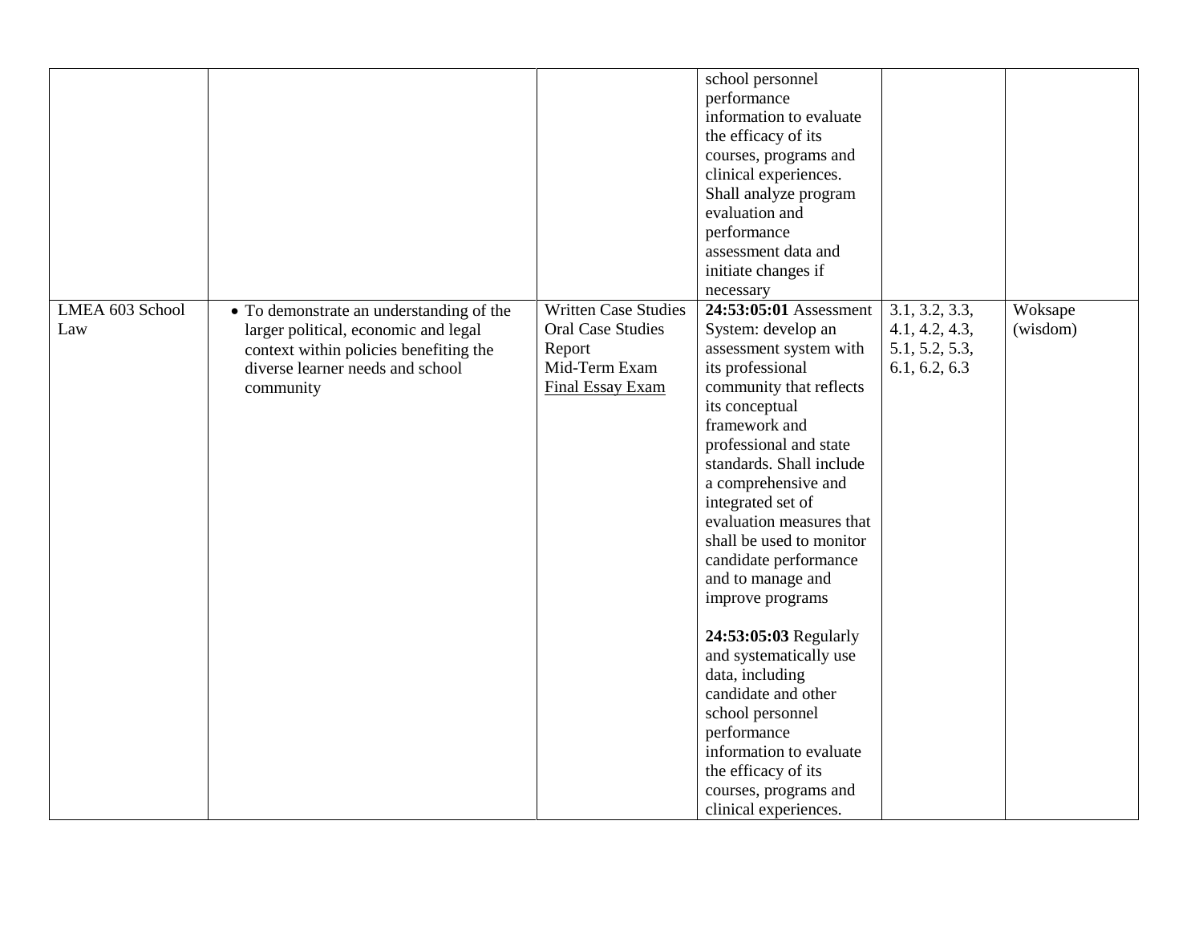|  |  |  | school personnel performance information to evaluate the efficacy of its courses, programs and clinical experiences. Shall analyze program evaluation and performance assessment data and initiate changes if necessary |  |  |
|---|---|---|---|---|---|
| LMEA 603 School Law | • To demonstrate an understanding of the larger political, economic and legal context within policies benefiting the diverse learner needs and school community | Written Case Studies<br>Oral Case Studies Report<br>Mid-Term Exam<br><u>Final Essay Exam</u> | **24:53:05:01** Assessment System: develop an assessment system with its professional community that reflects its conceptual framework and professional and state standards. Shall include a comprehensive and integrated set of evaluation measures that shall be used to monitor candidate performance and to manage and improve programs<br><br>**24:53:05:03** Regularly and systematically use data, including candidate and other school personnel performance information to evaluate the efficacy of its courses, programs and clinical experiences. | 3.1, 3.2, 3.3, 4.1, 4.2, 4.3, 5.1, 5.2, 5.3, 6.1, 6.2, 6.3 | Woksape (wisdom) |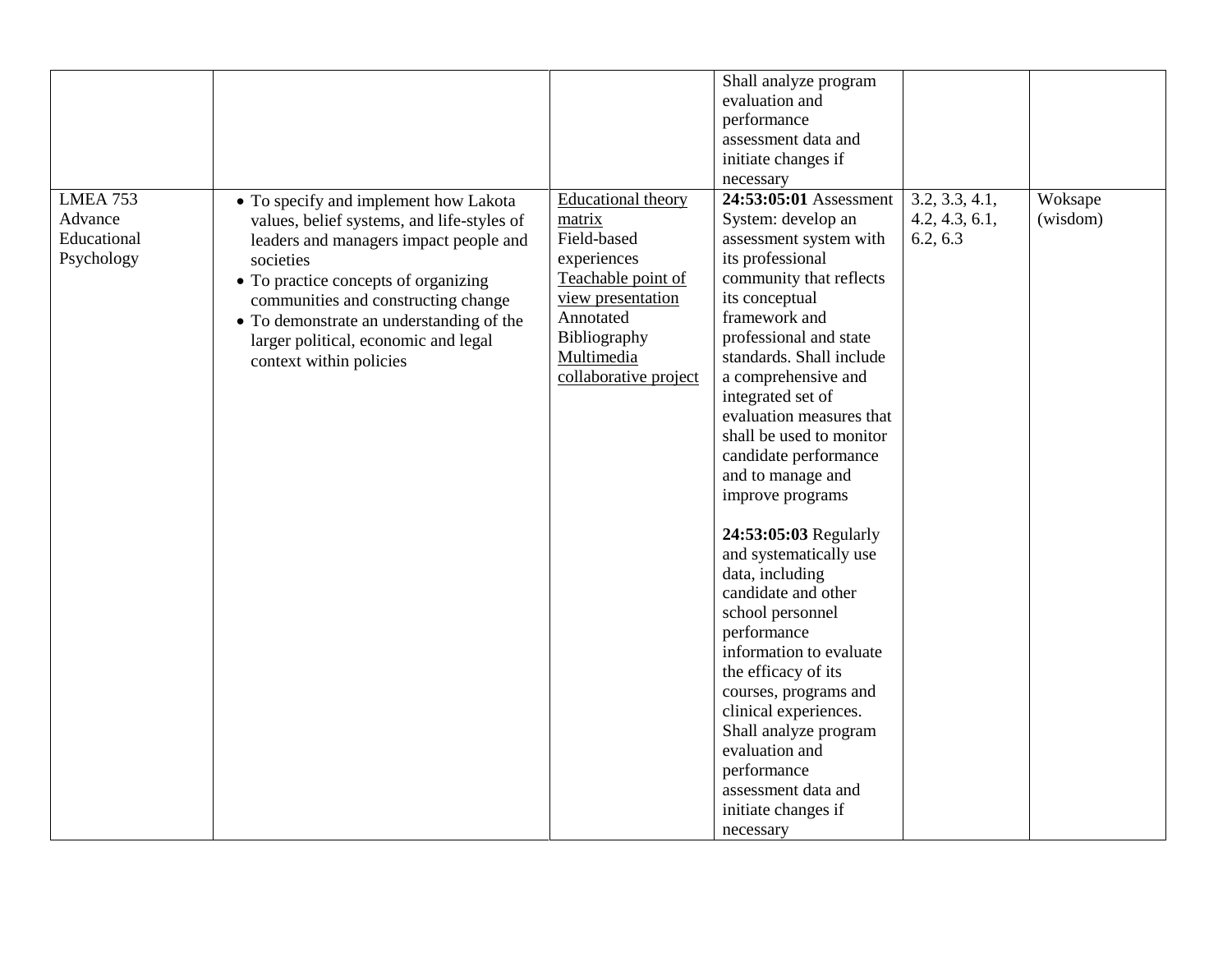| | | | | | |
|---|---|---|---|---|---|
| | | | Shall analyze program evaluation and performance assessment data and initiate changes if necessary | | |
| LMEA 753 Advance Educational Psychology | • To specify and implement how Lakota values, belief systems, and life-styles of leaders and managers impact people and societies<br>• To practice concepts of organizing communities and constructing change<br>• To demonstrate an understanding of the larger political, economic and legal context within policies | Educational theory matrix<br>Field-based experiences<br>Teachable point of view presentation<br>Annotated Bibliography<br>Multimedia collaborative project | **24:53:05:01** Assessment System: develop an assessment system with its professional community that reflects its conceptual framework and professional and state standards. Shall include a comprehensive and integrated set of evaluation measures that shall be used to monitor candidate performance and to manage and improve programs<br><br>**24:53:05:03** Regularly and systematically use data, including candidate and other school personnel performance information to evaluate the efficacy of its courses, programs and clinical experiences. Shall analyze program evaluation and performance assessment data and initiate changes if necessary | 3.2, 3.3, 4.1, 4.2, 4.3, 6.1, 6.2, 6.3 | Woksape (wisdom) |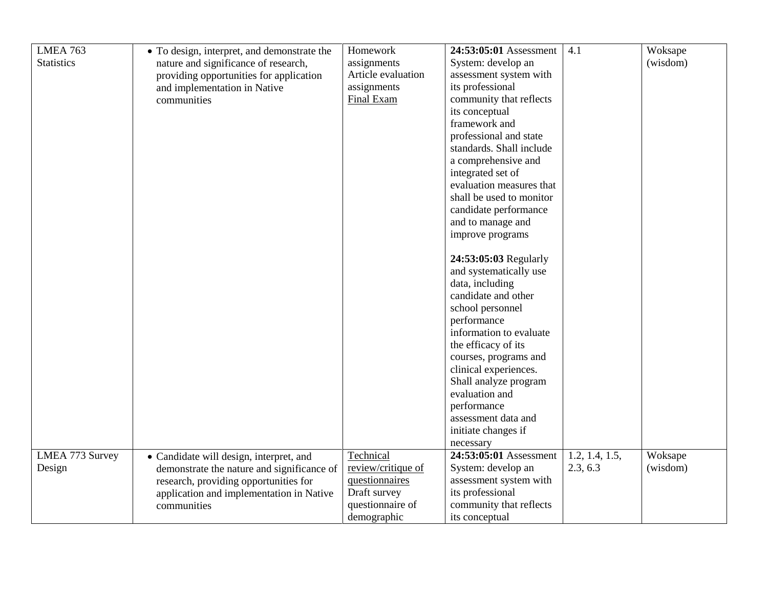| | | | | | |
|---|---|---|---|---|---|
| LMEA 763 Statistics | • To design, interpret, and demonstrate the nature and significance of research, providing opportunities for application and implementation in Native communities | Homework assignments<br>Article evaluation assignments<br>Final Exam | **24:53:05:01** Assessment System: develop an assessment system with its professional community that reflects its conceptual framework and professional and state standards. Shall include a comprehensive and integrated set of evaluation measures that shall be used to monitor candidate performance and to manage and improve programs<br><br>**24:53:05:03** Regularly and systematically use data, including candidate and other school personnel performance information to evaluate the efficacy of its courses, programs and clinical experiences. Shall analyze program evaluation and performance assessment data and initiate changes if necessary | 4.1 | Woksape (wisdom) |
| LMEA 773 Survey Design | • Candidate will design, interpret, and demonstrate the nature and significance of research, providing opportunities for application and implementation in Native communities | Technical review/critique of questionnaires<br>Draft survey questionnaire of demographic | **24:53:05:01** Assessment System: develop an assessment system with its professional community that reflects its conceptual | 1.2, 1.4, 1.5, 2.3, 6.3 | Woksape (wisdom) |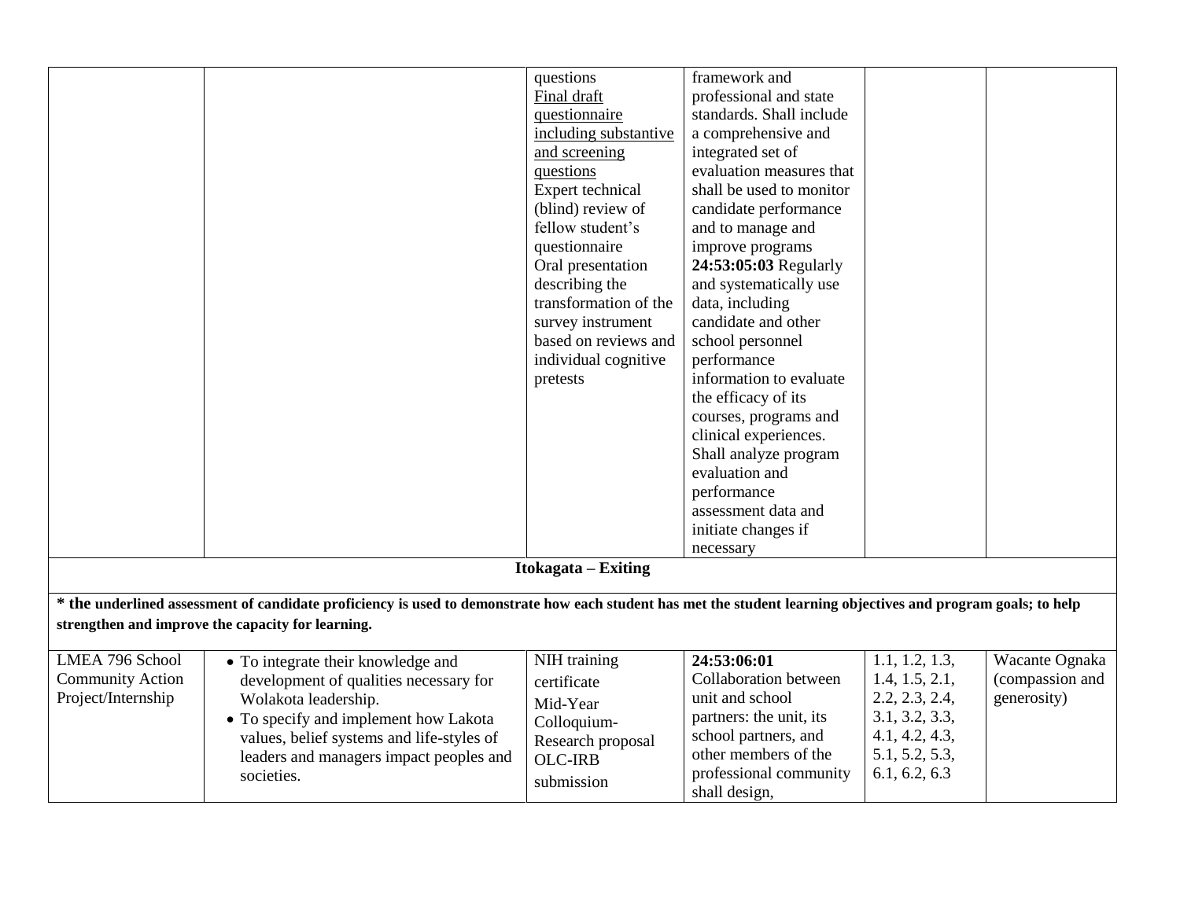| | | | | | |
|---|---|---|---|---|---|
| | | questions<br>Final draft questionnaire including substantive and screening questions<br>Expert technical (blind) review of fellow student's questionnaire<br>Oral presentation describing the transformation of the survey instrument based on reviews and individual cognitive pretests | framework and professional and state standards. Shall include a comprehensive and integrated set of evaluation measures that shall be used to monitor candidate performance and to manage and improve programs<br>**24:53:05:03** Regularly and systematically use data, including candidate and other school personnel performance information to evaluate the efficacy of its courses, programs and clinical experiences. Shall analyze program evaluation and performance assessment data and initiate changes if necessary | | |
| **Itokagata – Exiting** | | | | | |
| *** the underlined assessment of candidate proficiency is used to demonstrate how each student has met the student learning objectives and program goals; to help strengthen and improve the capacity for learning.** | | | | | |
| LMEA 796 School Community Action Project/Internship | • To integrate their knowledge and development of qualities necessary for Wolakota leadership.<br>• To specify and implement how Lakota values, belief systems and life-styles of leaders and managers impact peoples and societies. | NIH training certificate<br>Mid-Year Colloquium-Research proposal<br>OLC-IRB submission | **24:53:06:01** Collaboration between unit and school partners: the unit, its school partners, and other members of the professional community shall design, | 1.1, 1.2, 1.3, 1.4, 1.5, 2.1, 2.2, 2.3, 2.4, 3.1, 3.2, 3.3, 4.1, 4.2, 4.3, 5.1, 5.2, 5.3, 6.1, 6.2, 6.3 | Wacante Ognaka (compassion and generosity) |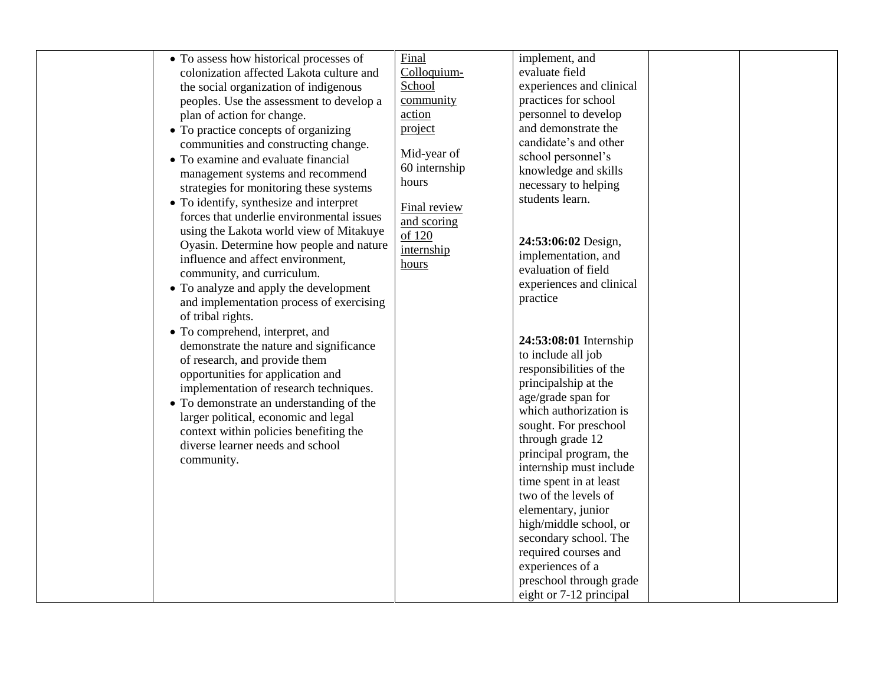|  |  |  |  |  |  |
|---|---|---|---|---|---|
|  | • To assess how historical processes of colonization affected Lakota culture and the social organization of indigenous peoples. Use the assessment to develop a plan of action for change.<br>• To practice concepts of organizing communities and constructing change.<br>• To examine and evaluate financial management systems and recommend strategies for monitoring these systems<br>• To identify, synthesize and interpret forces that underlie environmental issues using the Lakota world view of Mitakuye Oyasin. Determine how people and nature influence and affect environment, community, and curriculum.<br>• To analyze and apply the development and implementation process of exercising of tribal rights.<br>• To comprehend, interpret, and demonstrate the nature and significance of research, and provide them opportunities for application and implementation of research techniques.<br>• To demonstrate an understanding of the larger political, economic and legal context within policies benefiting the diverse learner needs and school community. | Final Colloquium- School community action project<br><br>Mid-year of 60 internship hours<br><br>Final review and scoring of 120 internship hours | implement, and evaluate field experiences and clinical practices for school personnel to develop and demonstrate the candidate's and other school personnel's knowledge and skills necessary to helping students learn.<br><br>**24:53:06:02** Design, implementation, and evaluation of field experiences and clinical practice<br><br>**24:53:08:01** Internship to include all job responsibilities of the principalship at the age/grade span for which authorization is sought. For preschool through grade 12 principal program, the internship must include time spent in at least two of the levels of elementary, junior high/middle school, or secondary school. The required courses and experiences of a preschool through grade eight or 7-12 principal |  |  |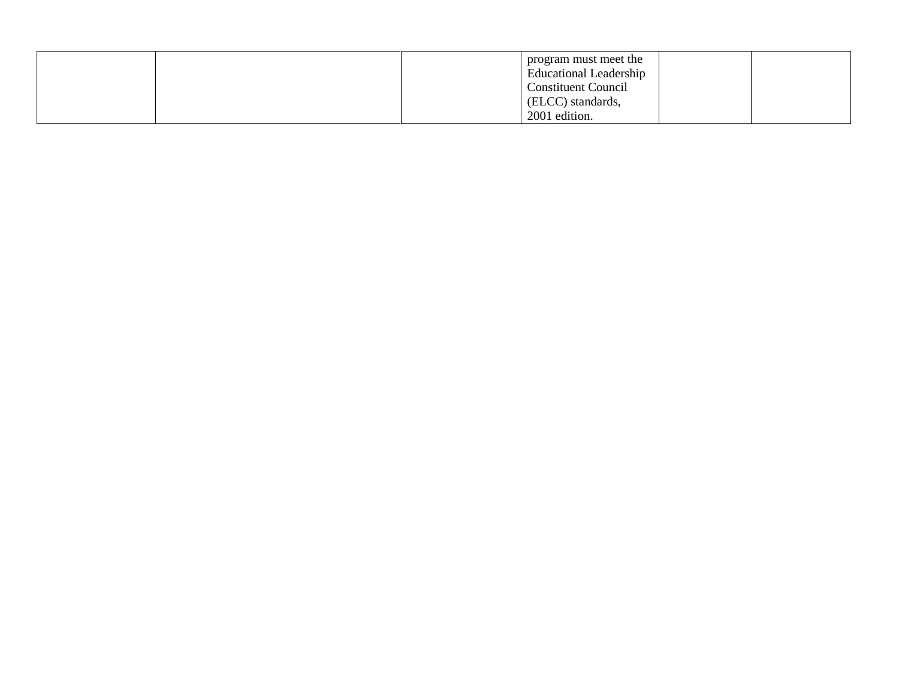| | | | | | |
|---|---|---|---|---|---|
| | | | program must meet the Educational Leadership Constituent Council (ELCC) standards, 2001 edition. | | |